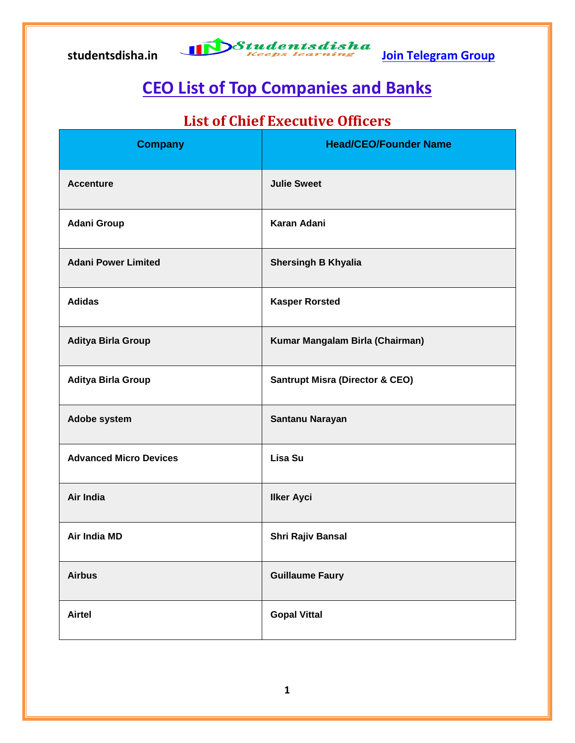# CEO List of Top Companies and Banks

## List of Chief Executive Officers

| Company | Head/CEO/Founder Name |
|---|---|
| Accenture | Julie Sweet |
| Adani Group | Karan Adani |
| Adani Power Limited | Shersingh B Khyalia |
| Adidas | Kasper Rorsted |
| Aditya Birla Group | Kumar Mangalam Birla (Chairman) |
| Aditya Birla Group | Santrupt Misra (Director & CEO) |
| Adobe system | Santanu Narayan |
| Advanced Micro Devices | Lisa Su |
| Air India | Ilker Ayci |
| Air India MD | Shri Rajiv Bansal |
| Airbus | Guillaume Faury |
| Airtel | Gopal Vittal |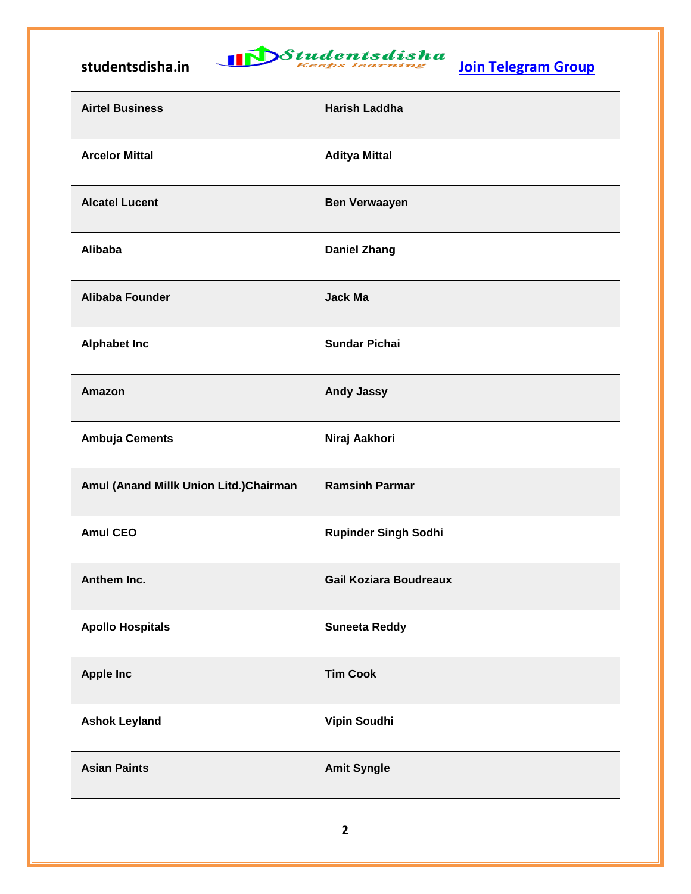| | |
|---|---|
| **Airtel Business** | **Harish Laddha** |
| **Arcelor Mittal** | **Aditya Mittal** |
| **Alcatel Lucent** | **Ben Verwaayen** |
| **Alibaba** | **Daniel Zhang** |
| **Alibaba Founder** | **Jack Ma** |
| **Alphabet Inc** | **Sundar Pichai** |
| **Amazon** | **Andy Jassy** |
| **Ambuja Cements** | **Niraj Aakhori** |
| **Amul (Anand Millk Union Litd.)Chairman** | **Ramsinh Parmar** |
| **Amul CEO** | **Rupinder Singh Sodhi** |
| **Anthem Inc.** | **Gail Koziara Boudreaux** |
| **Apollo Hospitals** | **Suneeta Reddy** |
| **Apple Inc** | **Tim Cook** |
| **Ashok Leyland** | **Vipin Soudhi** |
| **Asian Paints** | **Amit Syngle** |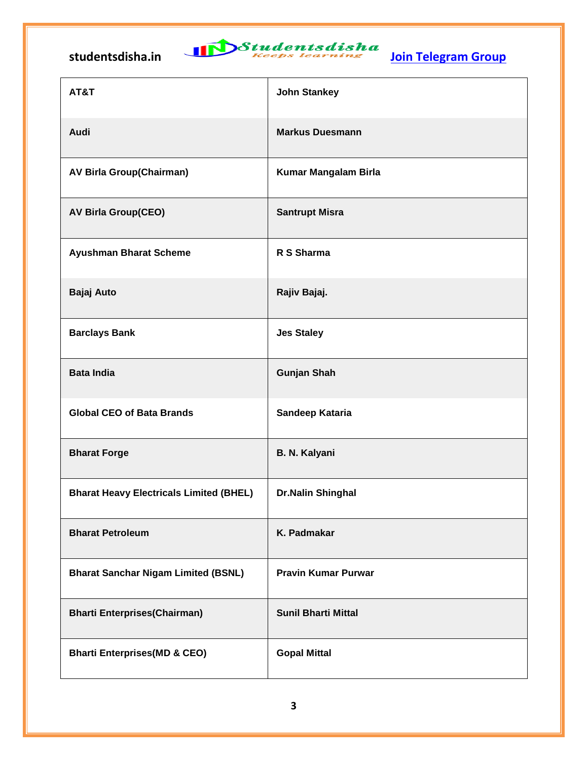| AT&T | John Stankey |
|---|---|
| Audi | Markus Duesmann |
| AV Birla Group(Chairman) | Kumar Mangalam Birla |
| AV Birla Group(CEO) | Santrupt Misra |
| Ayushman Bharat Scheme | R S Sharma |
| Bajaj Auto | Rajiv Bajaj. |
| Barclays Bank | Jes Staley |
| Bata India | Gunjan Shah |
| Global CEO of Bata Brands | Sandeep Kataria |
| Bharat Forge | B. N. Kalyani |
| Bharat Heavy Electricals Limited (BHEL) | Dr.Nalin Shinghal |
| Bharat Petroleum | K. Padmakar |
| Bharat Sanchar Nigam Limited (BSNL) | Pravin Kumar Purwar |
| Bharti Enterprises(Chairman) | Sunil Bharti Mittal |
| Bharti Enterprises(MD & CEO) | Gopal Mittal |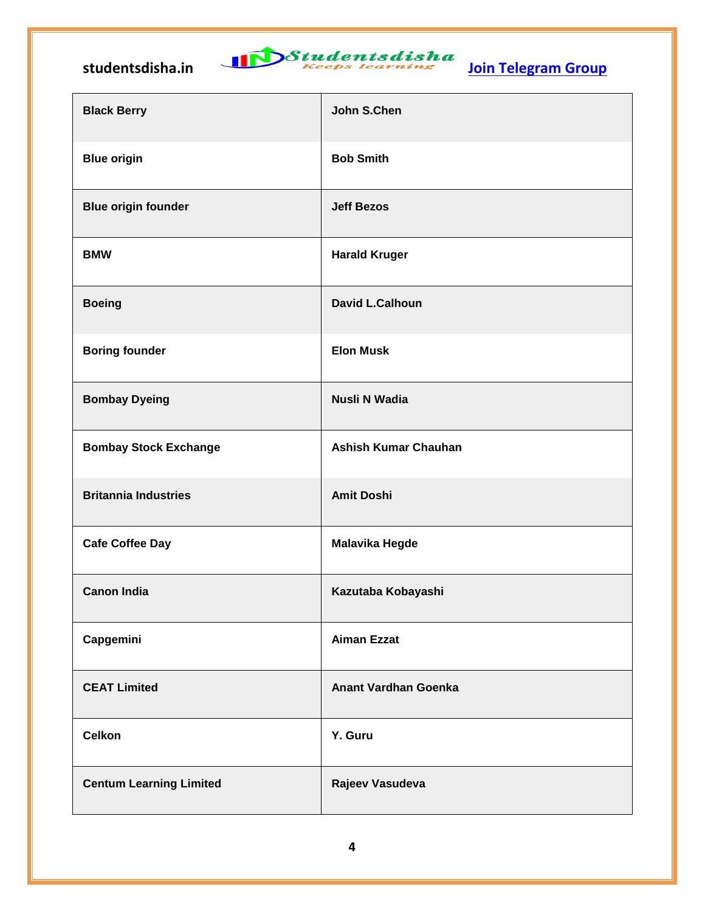| Black Berry | John S.Chen |
|---|---|
| Blue origin | Bob Smith |
| Blue origin founder | Jeff Bezos |
| BMW | Harald Kruger |
| Boeing | David L.Calhoun |
| Boring founder | Elon Musk |
| Bombay Dyeing | Nusli N Wadia |
| Bombay Stock Exchange | Ashish Kumar Chauhan |
| Britannia Industries | Amit Doshi |
| Cafe Coffee Day | Malavika Hegde |
| Canon India | Kazutaba Kobayashi |
| Capgemini | Aiman Ezzat |
| CEAT Limited | Anant Vardhan Goenka |
| Celkon | Y. Guru |
| Centum Learning Limited | Rajeev Vasudeva |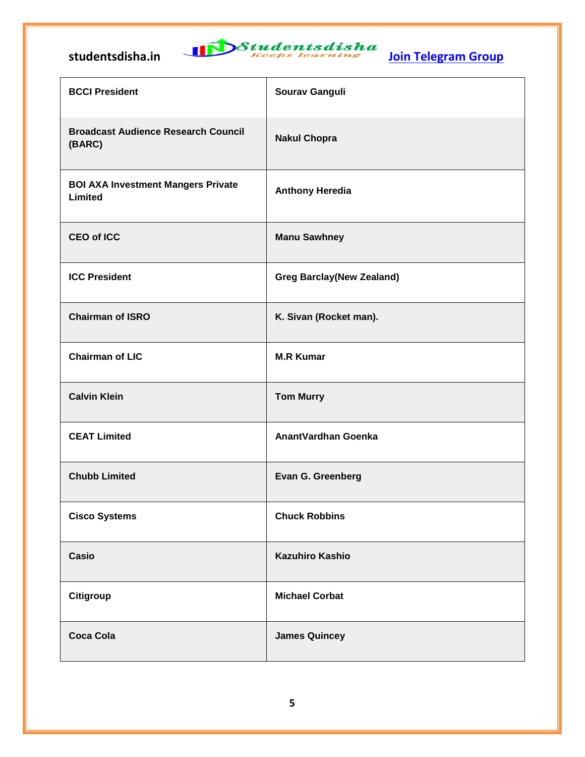| | |
|---|---|
| **BCCI President** | **Sourav Ganguli** |
| **Broadcast Audience Research Council (BARC)** | **Nakul Chopra** |
| **BOI AXA Investment Mangers Private Limited** | **Anthony Heredia** |
| **CEO of ICC** | **Manu Sawhney** |
| **ICC President** | **Greg Barclay(New Zealand)** |
| **Chairman of ISRO** | **K. Sivan (Rocket man).** |
| **Chairman of LIC** | **M.R Kumar** |
| **Calvin Klein** | **Tom Murry** |
| **CEAT Limited** | **AnantVardhan Goenka** |
| **Chubb Limited** | **Evan G. Greenberg** |
| **Cisco Systems** | **Chuck Robbins** |
| **Casio** | **Kazuhiro Kashio** |
| **Citigroup** | **Michael Corbat** |
| **Coca Cola** | **James Quincey** |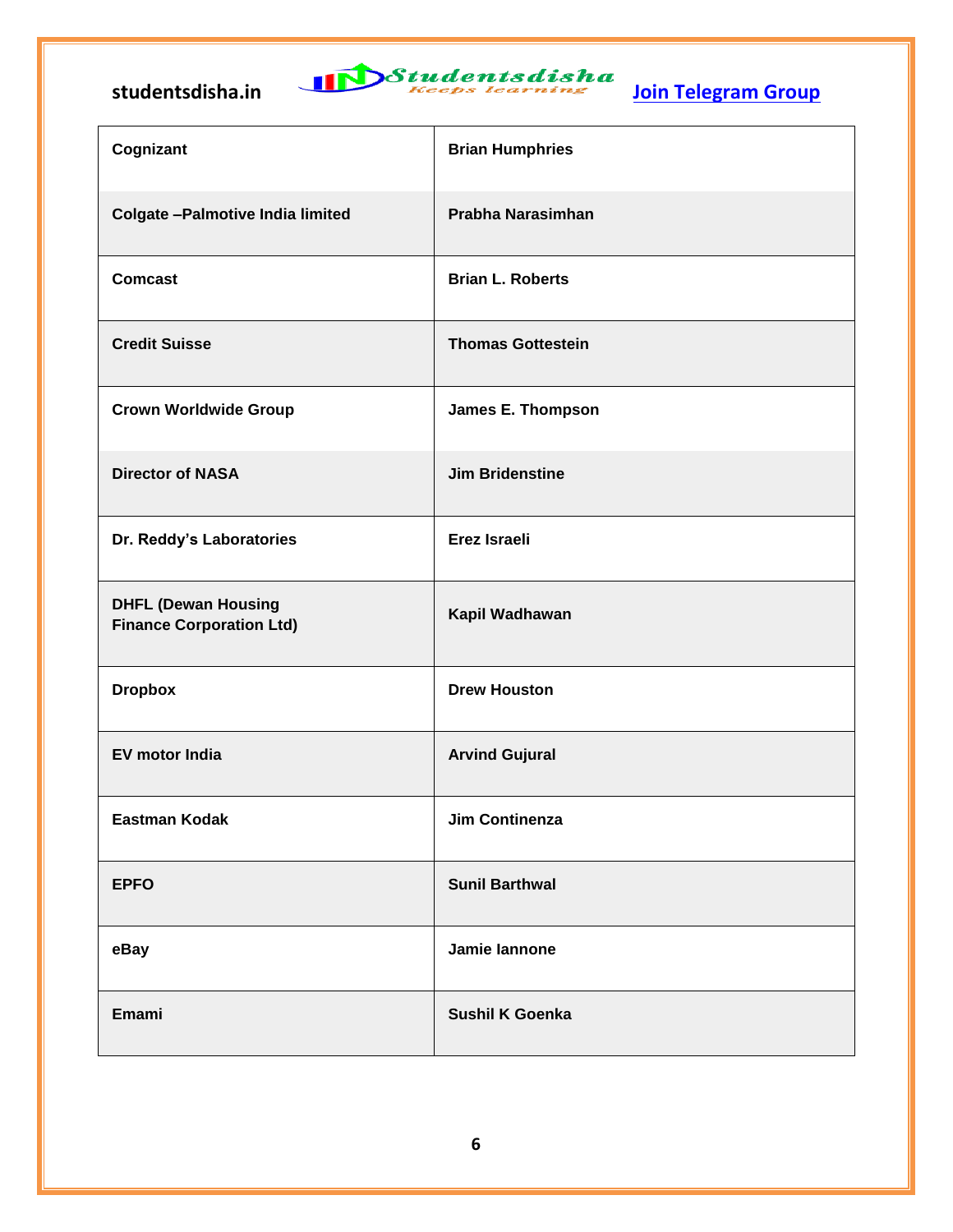| | |
|---|---|
| **Cognizant** | **Brian Humphries** |
| **Colgate –Palmotive India limited** | **Prabha Narasimhan** |
| **Comcast** | **Brian L. Roberts** |
| **Credit Suisse** | **Thomas Gottestein** |
| **Crown Worldwide Group** | **James E. Thompson** |
| **Director of NASA** | **Jim Bridenstine** |
| **Dr. Reddy's Laboratories** | **Erez Israeli** |
| **DHFL (Dewan Housing Finance Corporation Ltd)** | **Kapil Wadhawan** |
| **Dropbox** | **Drew Houston** |
| **EV motor India** | **Arvind Gujural** |
| **Eastman Kodak** | **Jim Continenza** |
| **EPFO** | **Sunil Barthwal** |
| **eBay** | **Jamie Iannone** |
| **Emami** | **Sushil K Goenka** |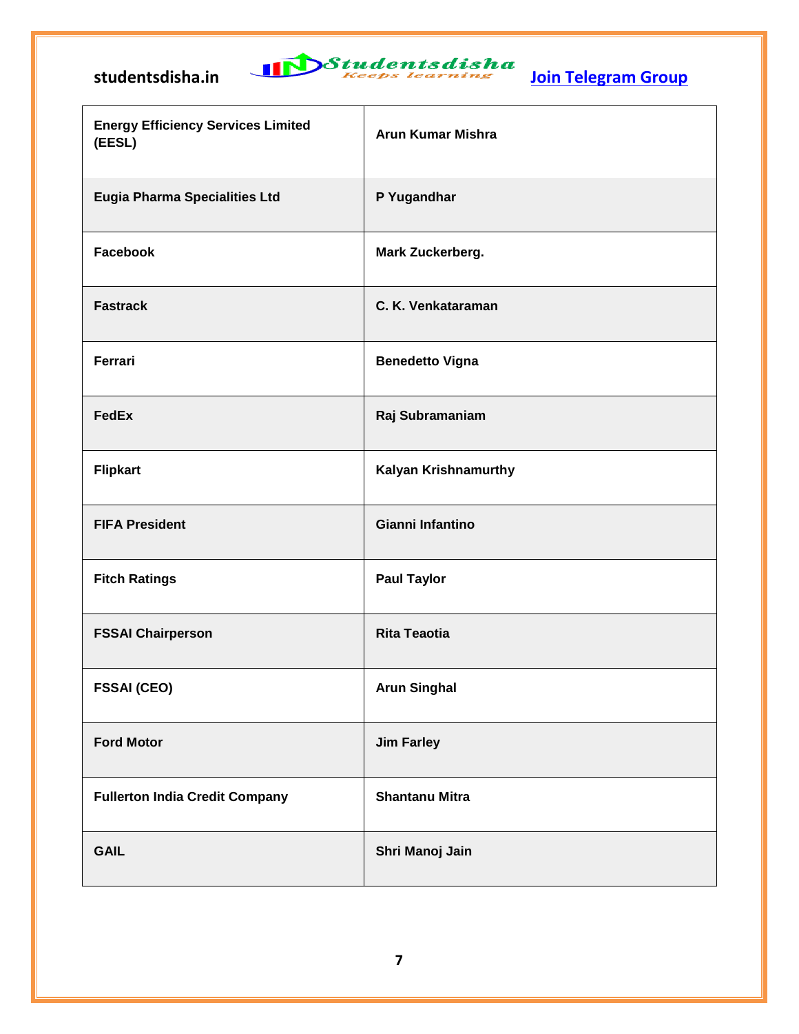| | |
|---|---|
| **Energy Efficiency Services Limited (EESL)** | **Arun Kumar Mishra** |
| **Eugia Pharma Specialities Ltd** | **P Yugandhar** |
| **Facebook** | **Mark Zuckerberg.** |
| **Fastrack** | **C. K. Venkataraman** |
| **Ferrari** | **Benedetto Vigna** |
| **FedEx** | **Raj Subramaniam** |
| **Flipkart** | **Kalyan Krishnamurthy** |
| **FIFA President** | **Gianni Infantino** |
| **Fitch Ratings** | **Paul Taylor** |
| **FSSAI Chairperson** | **Rita Teaotia** |
| **FSSAI (CEO)** | **Arun Singhal** |
| **Ford Motor** | **Jim Farley** |
| **Fullerton India Credit Company** | **Shantanu Mitra** |
| **GAIL** | **Shri Manoj Jain** |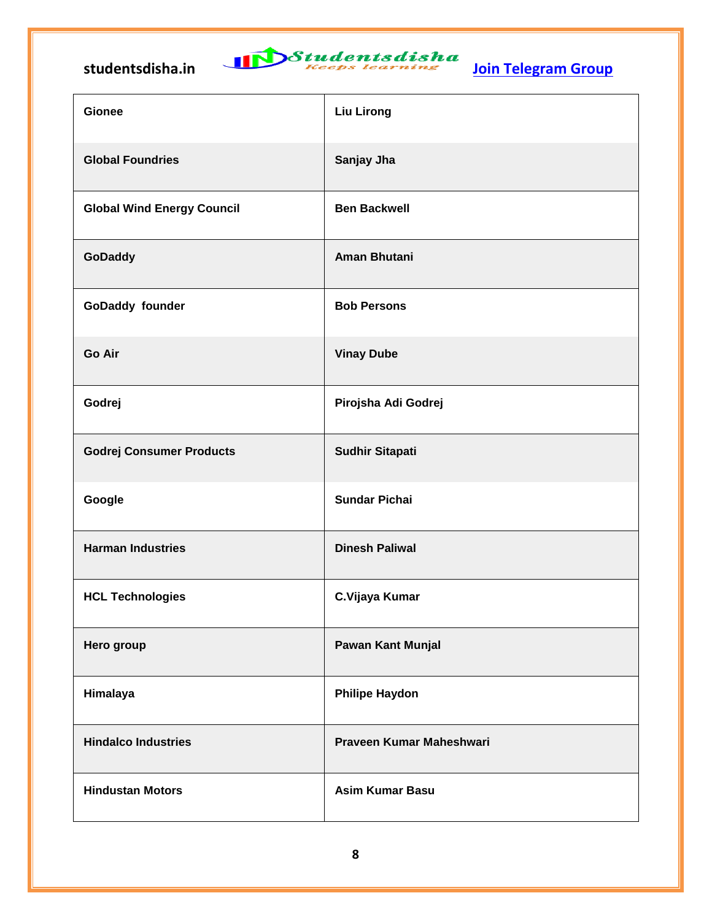| Gionee | Liu Lirong |
|---|---|
| Global Foundries | Sanjay Jha |
| Global Wind Energy Council | Ben Backwell |
| GoDaddy | Aman Bhutani |
| GoDaddy founder | Bob Persons |
| Go Air | Vinay Dube |
| Godrej | Pirojsha Adi Godrej |
| Godrej Consumer Products | Sudhir Sitapati |
| Google | Sundar Pichai |
| Harman Industries | Dinesh Paliwal |
| HCL Technologies | C.Vijaya Kumar |
| Hero group | Pawan Kant Munjal |
| Himalaya | Philipe Haydon |
| Hindalco Industries | Praveen Kumar Maheshwari |
| Hindustan Motors | Asim Kumar Basu |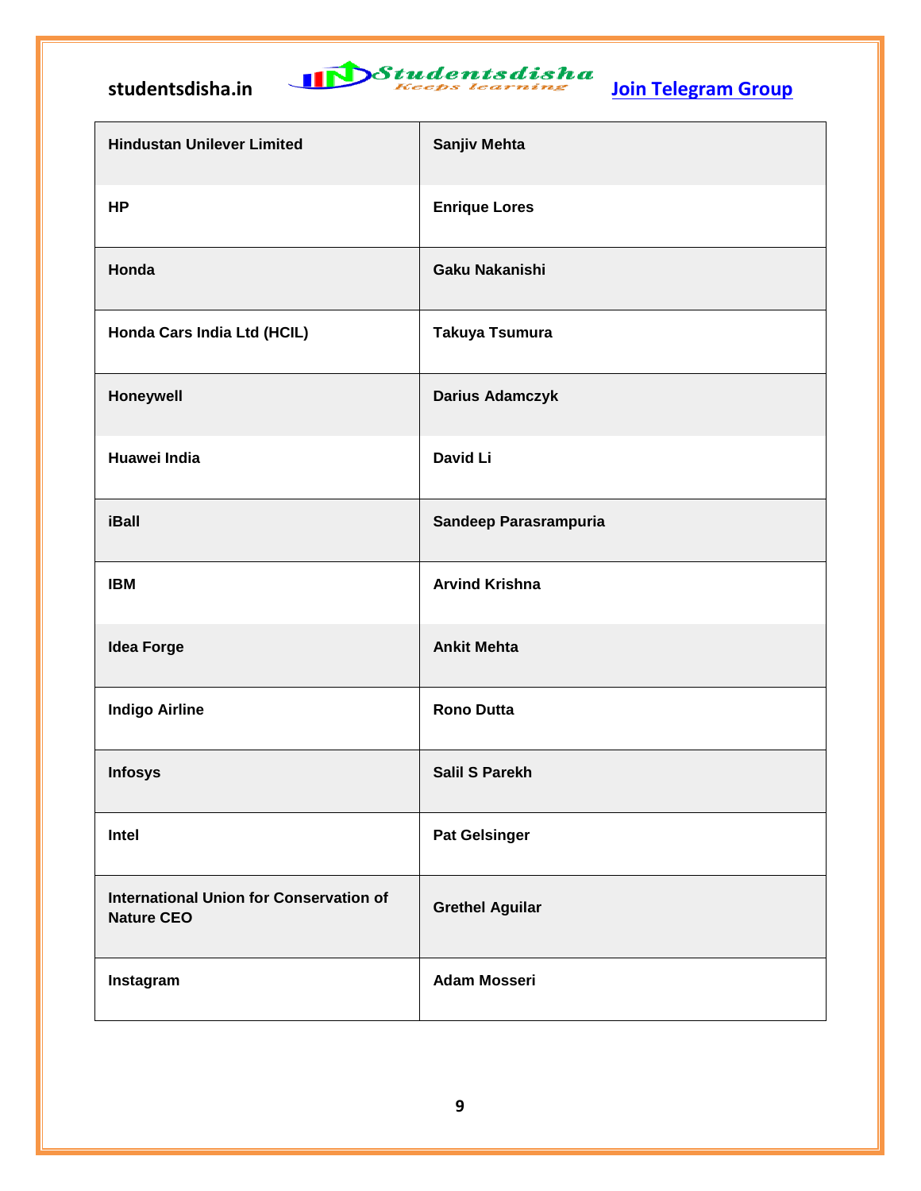| Hindustan Unilever Limited | Sanjiv Mehta |
| --- | --- |
| HP | Enrique Lores |
| Honda | Gaku Nakanishi |
| Honda Cars India Ltd (HCIL) | Takuya Tsumura |
| Honeywell | Darius Adamczyk |
| Huawei India | David Li |
| iBall | Sandeep Parasrampuria |
| IBM | Arvind Krishna |
| Idea Forge | Ankit Mehta |
| Indigo Airline | Rono Dutta |
| Infosys | Salil S Parekh |
| Intel | Pat Gelsinger |
| International Union for Conservation of Nature CEO | Grethel Aguilar |
| Instagram | Adam Mosseri |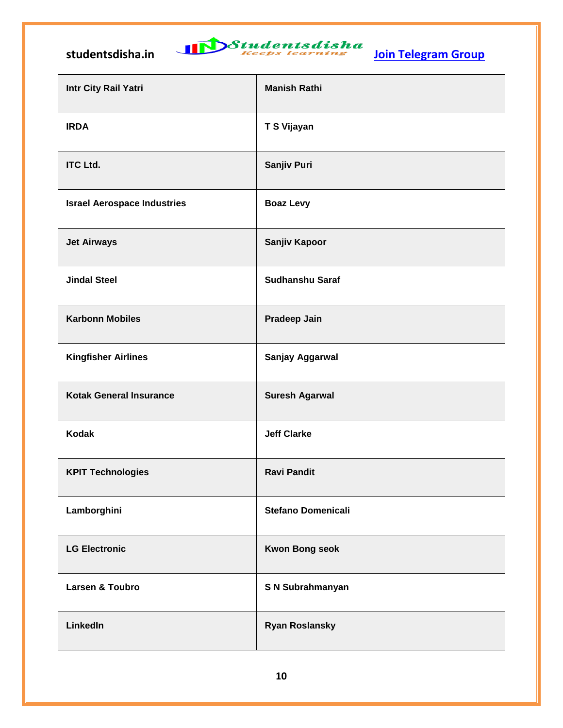| Intr City Rail Yatri | Manish Rathi |
|---|---|
| IRDA | T S Vijayan |
| ITC Ltd. | Sanjiv Puri |
| Israel Aerospace Industries | Boaz Levy |
| Jet Airways | Sanjiv Kapoor |
| Jindal Steel | Sudhanshu Saraf |
| Karbonn Mobiles | Pradeep Jain |
| Kingfisher Airlines | Sanjay Aggarwal |
| Kotak General Insurance | Suresh Agarwal |
| Kodak | Jeff Clarke |
| KPIT Technologies | Ravi Pandit |
| Lamborghini | Stefano Domenicali |
| LG Electronic | Kwon Bong seok |
| Larsen & Toubro | S N Subrahmanyan |
| LinkedIn | Ryan Roslansky |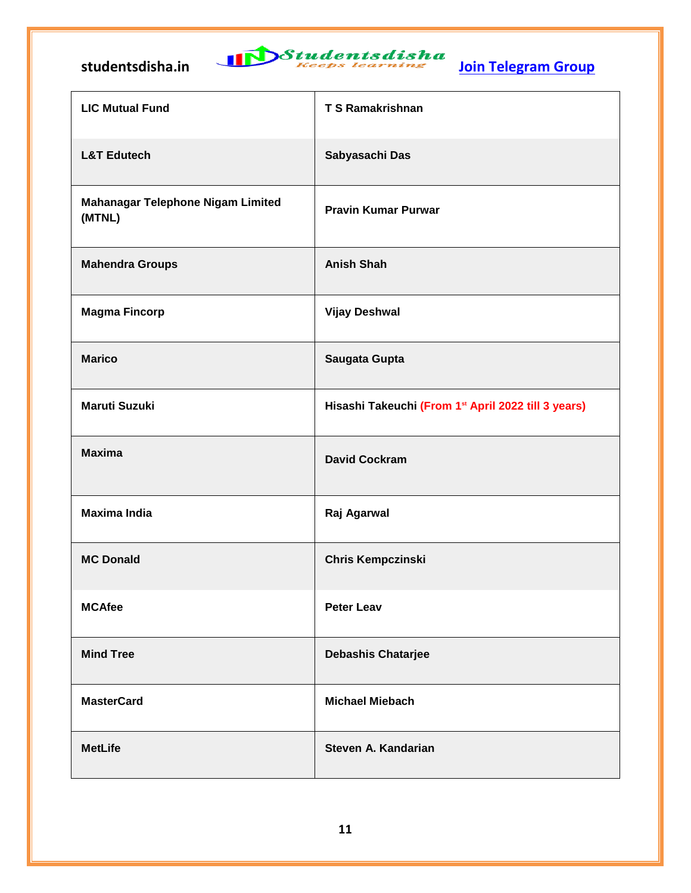| LIC Mutual Fund | T S Ramakrishnan |
|---|---|
| L&T Edutech | Sabyasachi Das |
| Mahanagar Telephone Nigam Limited (MTNL) | Pravin Kumar Purwar |
| Mahendra Groups | Anish Shah |
| Magma Fincorp | Vijay Deshwal |
| Marico | Saugata Gupta |
| Maruti Suzuki | Hisashi Takeuchi (From 1st April 2022 till 3 years) |
| Maxima | David Cockram |
| Maxima India | Raj Agarwal |
| MC Donald | Chris Kempczinski |
| MCAfee | Peter Leav |
| Mind Tree | Debashis Chatarjee |
| MasterCard | Michael Miebach |
| MetLife | Steven A. Kandarian |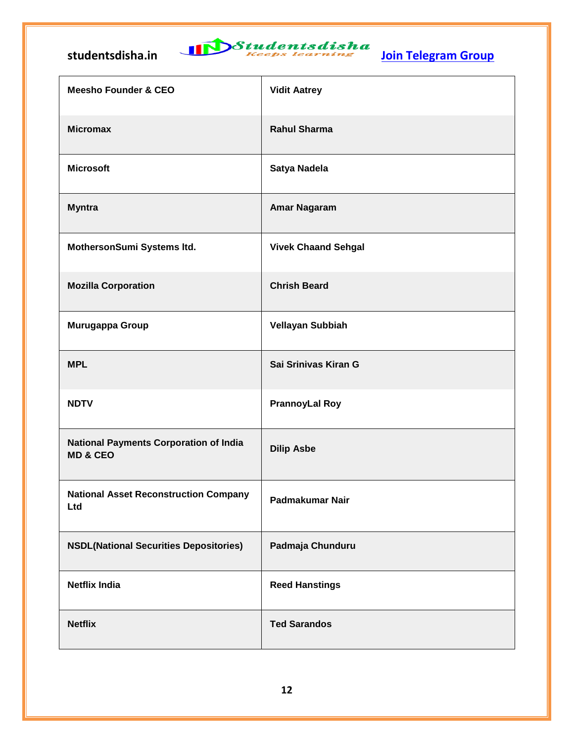| Meesho Founder & CEO | Vidit Aatrey |
|---|---|
| Micromax | Rahul Sharma |
| Microsoft | Satya Nadela |
| Myntra | Amar Nagaram |
| MothersonSumi Systems ltd. | Vivek Chaand Sehgal |
| Mozilla Corporation | Chrish Beard |
| Murugappa Group | Vellayan Subbiah |
| MPL | Sai Srinivas Kiran G |
| NDTV | PrannoyLal Roy |
| National Payments Corporation of India MD & CEO | Dilip Asbe |
| National Asset Reconstruction Company Ltd | Padmakumar Nair |
| NSDL(National Securities Depositories) | Padmaja Chunduru |
| Netflix India | Reed Hanstings |
| Netflix | Ted Sarandos |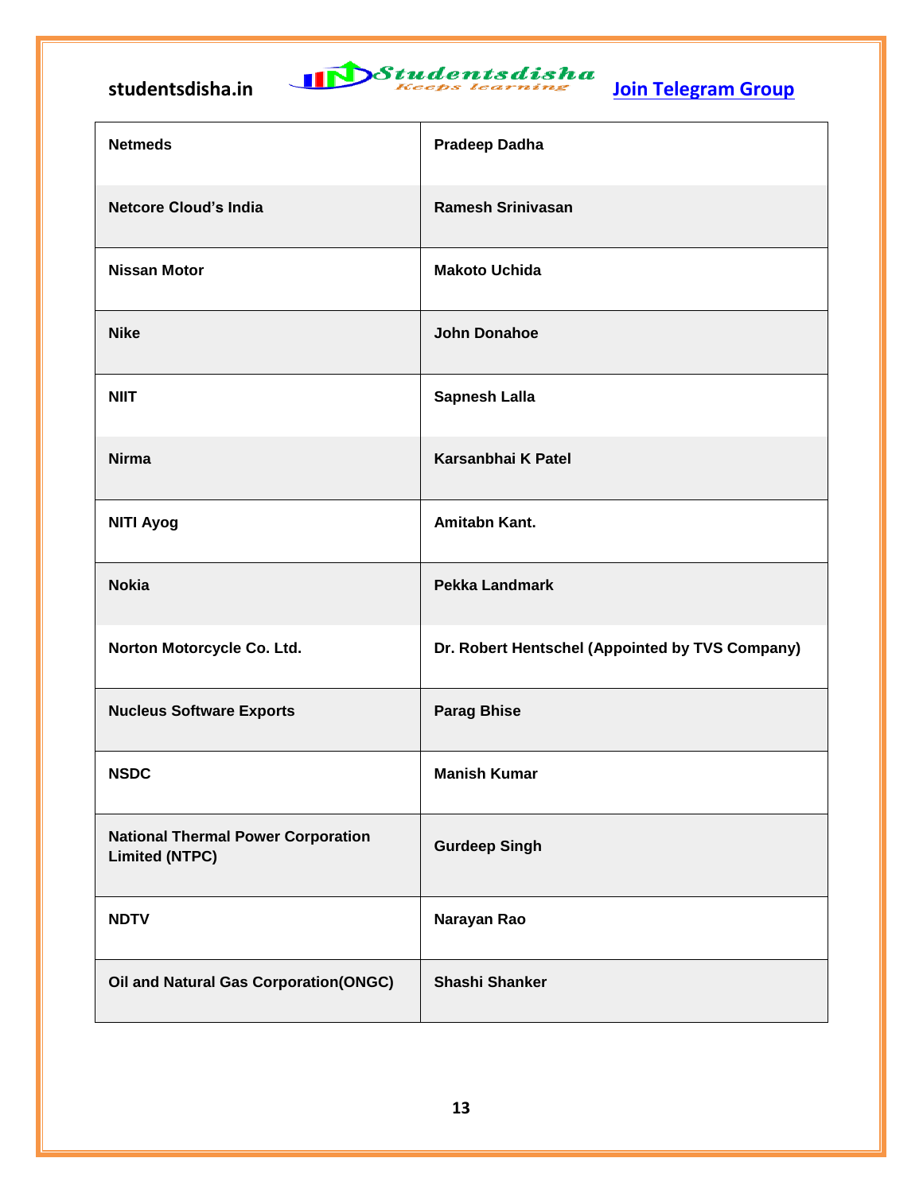| Netmeds | Pradeep Dadha |
|---|---|
| Netcore Cloud's India | Ramesh Srinivasan |
| Nissan Motor | Makoto Uchida |
| Nike | John Donahoe |
| NIIT | Sapnesh Lalla |
| Nirma | Karsanbhai K Patel |
| NITI Ayog | Amitabn Kant. |
| Nokia | Pekka Landmark |
| Norton Motorcycle Co. Ltd. | Dr. Robert Hentschel (Appointed by TVS Company) |
| Nucleus Software Exports | Parag Bhise |
| NSDC | Manish Kumar |
| National Thermal Power Corporation Limited (NTPC) | Gurdeep Singh |
| NDTV | Narayan Rao |
| Oil and Natural Gas Corporation(ONGC) | Shashi Shanker |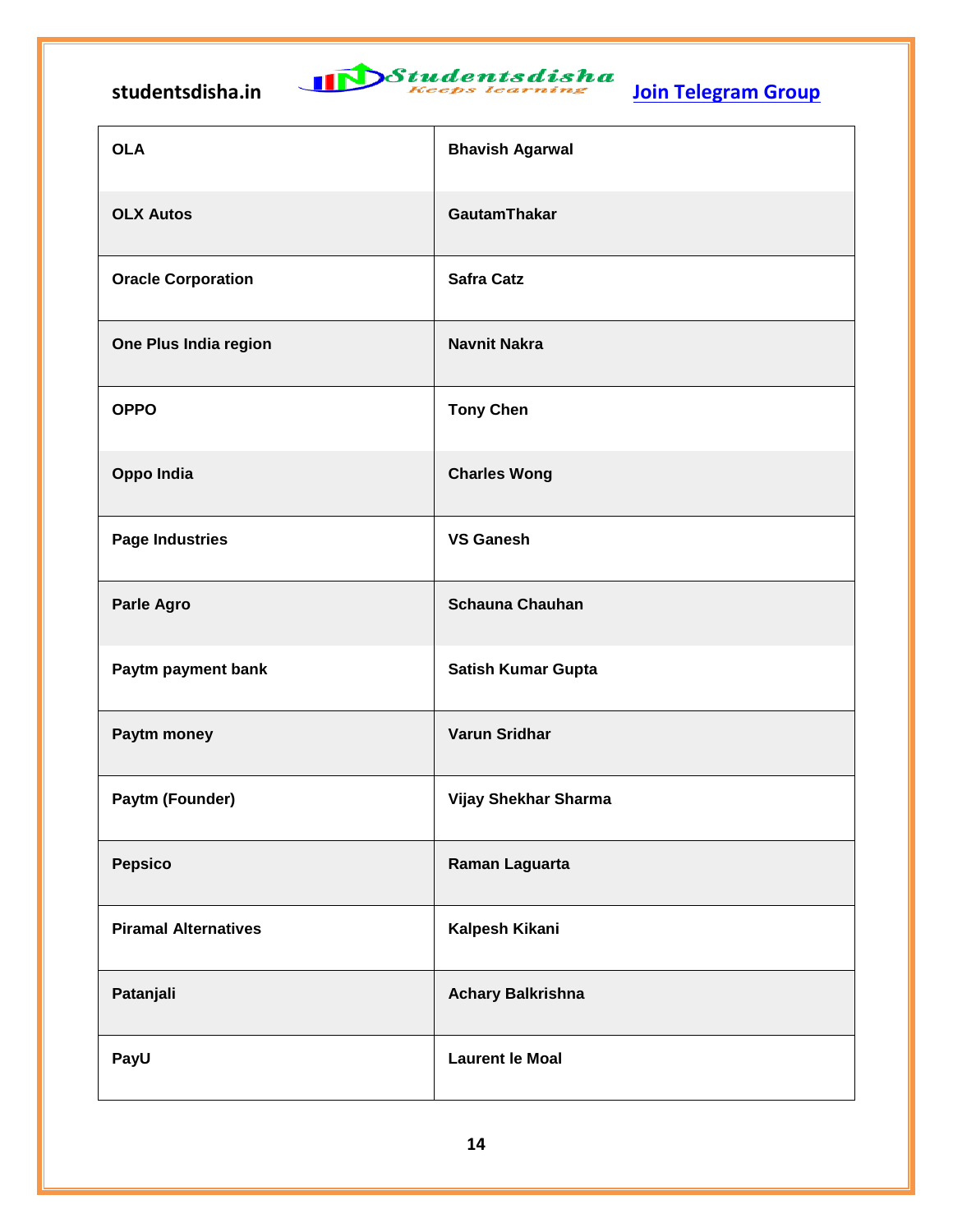| OLA | Bhavish Agarwal |
|---|---|
| OLX Autos | GautamThakar |
| Oracle Corporation | Safra Catz |
| One Plus India region | Navnit Nakra |
| OPPO | Tony Chen |
| Oppo India | Charles Wong |
| Page Industries | VS Ganesh |
| Parle Agro | Schauna Chauhan |
| Paytm payment bank | Satish Kumar Gupta |
| Paytm money | Varun Sridhar |
| Paytm (Founder) | Vijay Shekhar Sharma |
| Pepsico | Raman Laguarta |
| Piramal Alternatives | Kalpesh Kikani |
| Patanjali | Achary Balkrishna |
| PayU | Laurent le Moal |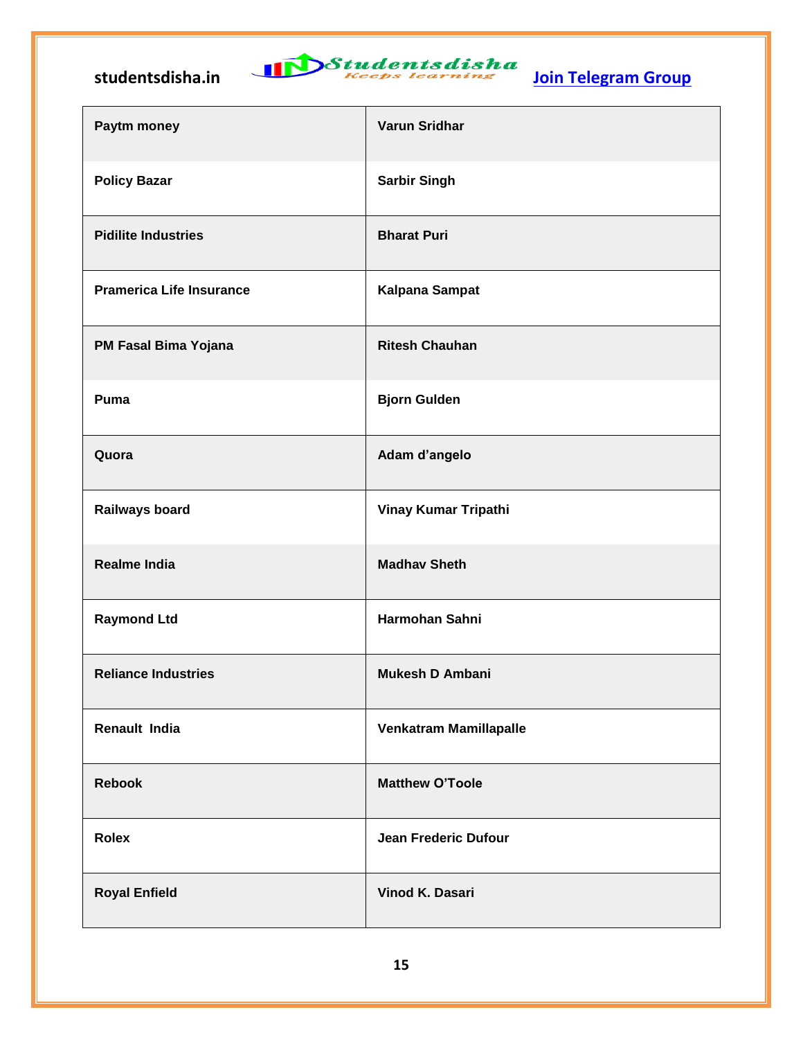| Paytm money | Varun Sridhar |
|---|---|
| Policy Bazar | Sarbir Singh |
| Pidilite Industries | Bharat Puri |
| Pramerica Life Insurance | Kalpana Sampat |
| PM Fasal Bima Yojana | Ritesh Chauhan |
| Puma | Bjorn Gulden |
| Quora | Adam d'angelo |
| Railways board | Vinay Kumar Tripathi |
| Realme India | Madhav Sheth |
| Raymond Ltd | Harmohan Sahni |
| Reliance Industries | Mukesh D Ambani |
| Renault India | Venkatram Mamillapalle |
| Rebook | Matthew O'Toole |
| Rolex | Jean Frederic Dufour |
| Royal Enfield | Vinod K. Dasari |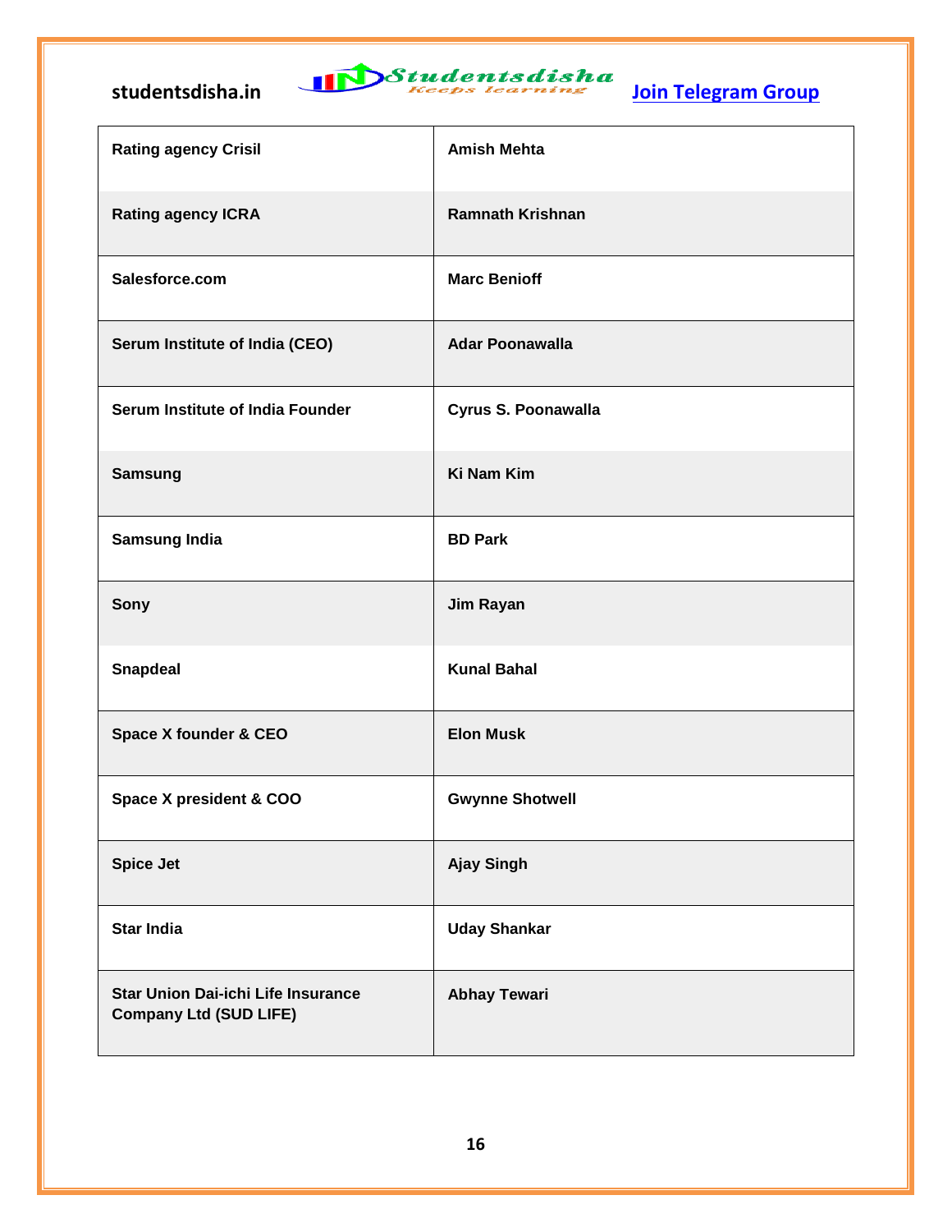| Rating agency Crisil | Amish Mehta |
|---|---|
| Rating agency ICRA | Ramnath Krishnan |
| Salesforce.com | Marc Benioff |
| Serum Institute of India (CEO) | Adar Poonawalla |
| Serum Institute of India Founder | Cyrus S. Poonawalla |
| Samsung | Ki Nam Kim |
| Samsung India | BD Park |
| Sony | Jim Rayan |
| Snapdeal | Kunal Bahal |
| Space X founder & CEO | Elon Musk |
| Space X president & COO | Gwynne Shotwell |
| Spice Jet | Ajay Singh |
| Star India | Uday Shankar |
| Star Union Dai-ichi Life Insurance Company Ltd (SUD LIFE) | Abhay Tewari |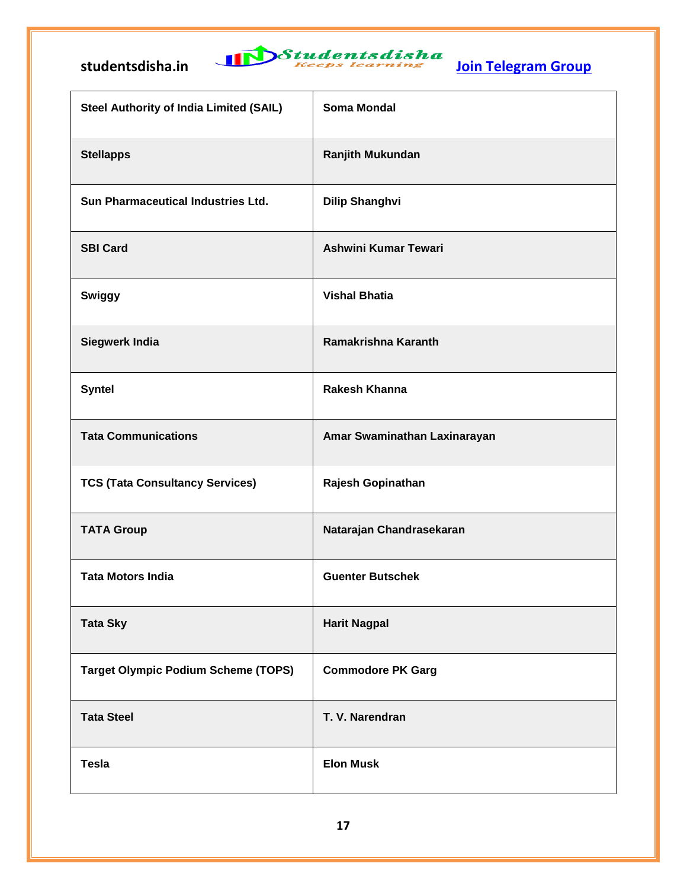| Steel Authority of India Limited (SAIL) | Soma Mondal |
|---|---|
| Stellapps | Ranjith Mukundan |
| Sun Pharmaceutical Industries Ltd. | Dilip Shanghvi |
| SBI Card | Ashwini Kumar Tewari |
| Swiggy | Vishal Bhatia |
| Siegwerk India | Ramakrishna Karanth |
| Syntel | Rakesh Khanna |
| Tata Communications | Amar Swaminathan Laxinarayan |
| TCS (Tata Consultancy Services) | Rajesh Gopinathan |
| TATA Group | Natarajan Chandrasekaran |
| Tata Motors India | Guenter Butschek |
| Tata Sky | Harit Nagpal |
| Target Olympic Podium Scheme (TOPS) | Commodore PK Garg |
| Tata Steel | T. V. Narendran |
| Tesla | Elon Musk |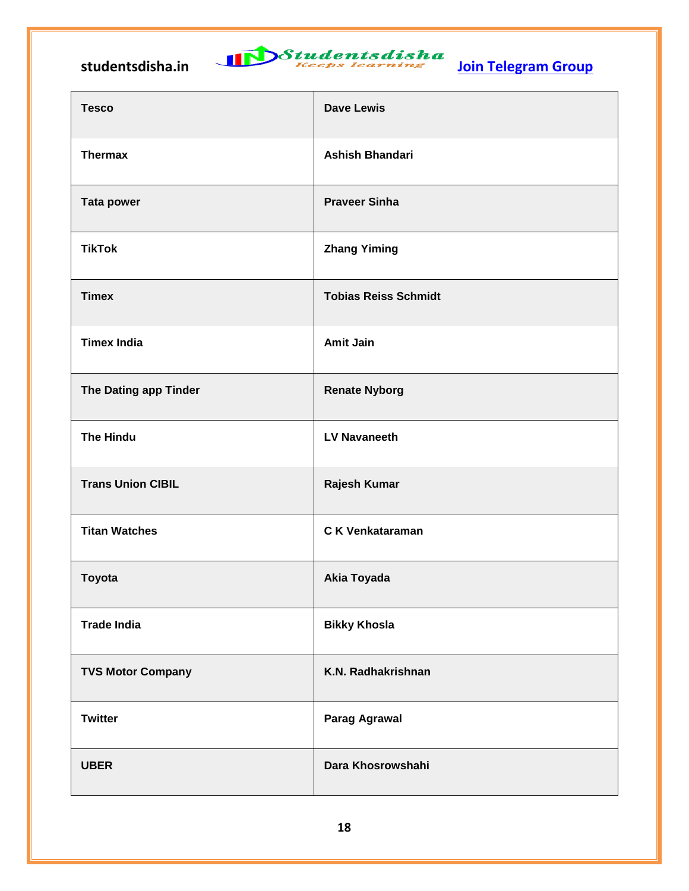| Tesco | Dave Lewis |
|---|---|
| Thermax | Ashish Bhandari |
| Tata power | Praveer Sinha |
| TikTok | Zhang Yiming |
| Timex | Tobias Reiss Schmidt |
| Timex India | Amit Jain |
| The Dating app Tinder | Renate Nyborg |
| The Hindu | LV Navaneeth |
| Trans Union CIBIL | Rajesh Kumar |
| Titan Watches | C K Venkataraman |
| Toyota | Akia Toyada |
| Trade India | Bikky Khosla |
| TVS Motor Company | K.N. Radhakrishnan |
| Twitter | Parag Agrawal |
| UBER | Dara Khosrowshahi |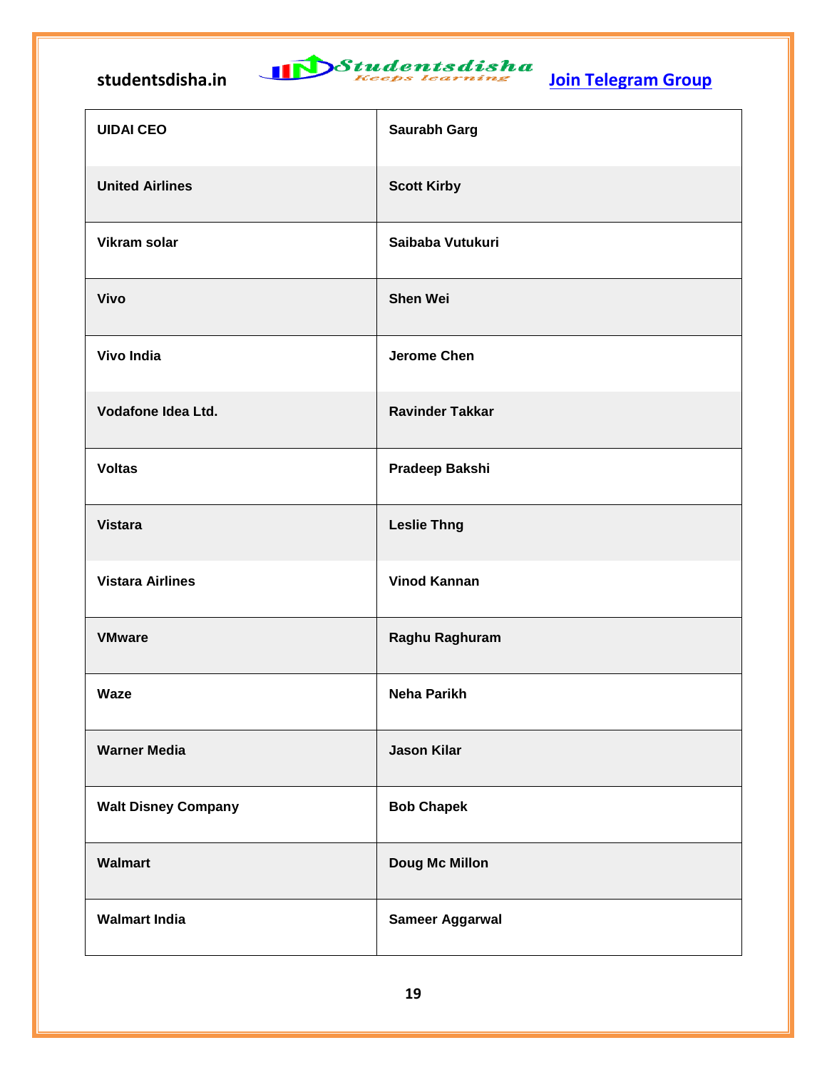| | |
|---|---|
| **UIDAI CEO** | **Saurabh Garg** |
| **United Airlines** | **Scott Kirby** |
| **Vikram solar** | **Saibaba Vutukuri** |
| **Vivo** | **Shen Wei** |
| **Vivo India** | **Jerome Chen** |
| **Vodafone Idea Ltd.** | **Ravinder Takkar** |
| **Voltas** | **Pradeep Bakshi** |
| **Vistara** | **Leslie Thng** |
| **Vistara Airlines** | **Vinod Kannan** |
| **VMware** | **Raghu Raghuram** |
| **Waze** | **Neha Parikh** |
| **Warner Media** | **Jason Kilar** |
| **Walt Disney Company** | **Bob Chapek** |
| **Walmart** | **Doug Mc Millon** |
| **Walmart India** | **Sameer Aggarwal** |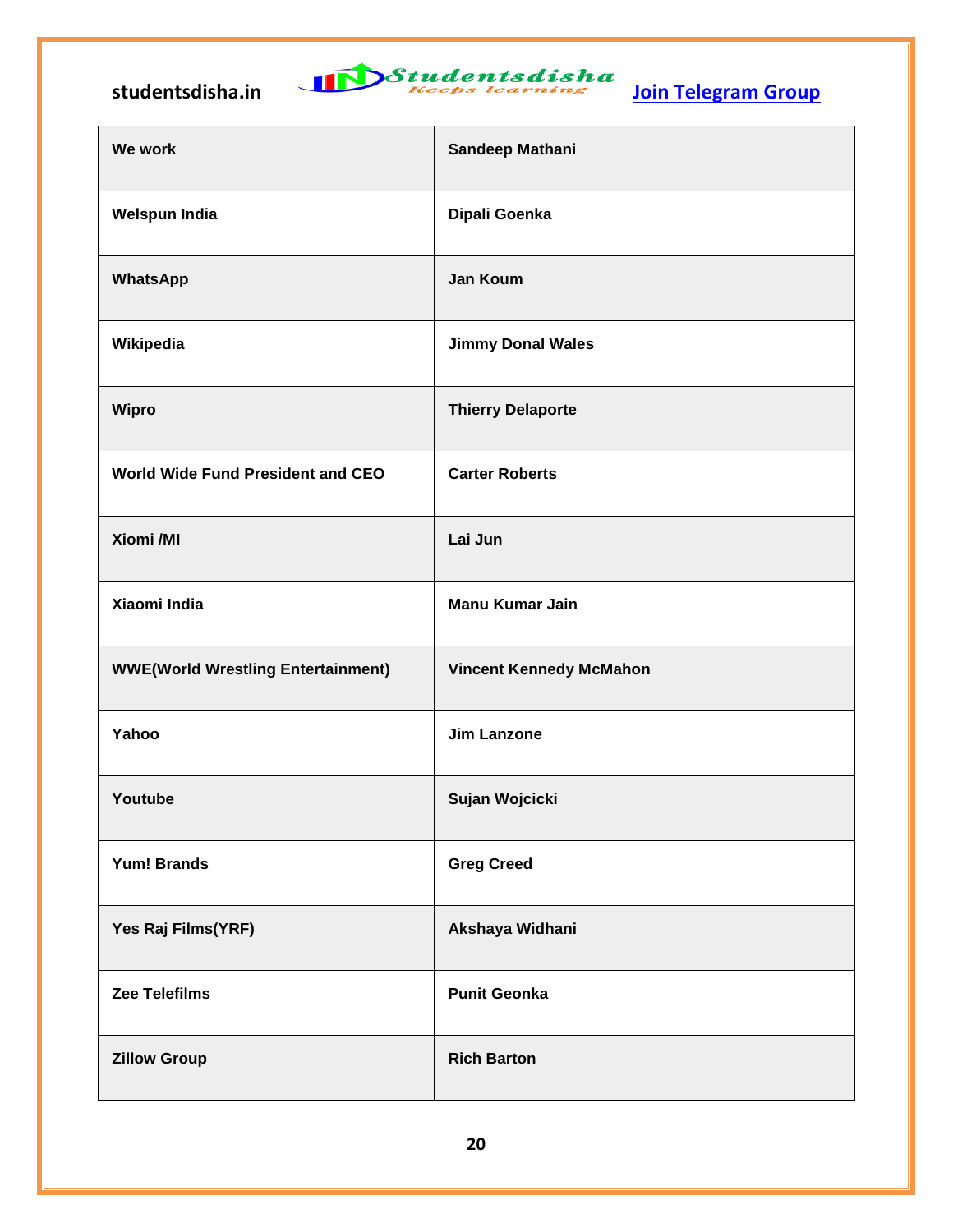| We work | Sandeep Mathani |
|---|---|
| Welspun India | Dipali Goenka |
| WhatsApp | Jan Koum |
| Wikipedia | Jimmy Donal Wales |
| Wipro | Thierry Delaporte |
| World Wide Fund President and CEO | Carter Roberts |
| Xiomi /MI | Lai Jun |
| Xiaomi India | Manu Kumar Jain |
| WWE(World Wrestling Entertainment) | Vincent Kennedy McMahon |
| Yahoo | Jim Lanzone |
| Youtube | Sujan Wojcicki |
| Yum! Brands | Greg Creed |
| Yes Raj Films(YRF) | Akshaya Widhani |
| Zee Telefilms | Punit Geonka |
| Zillow Group | Rich Barton |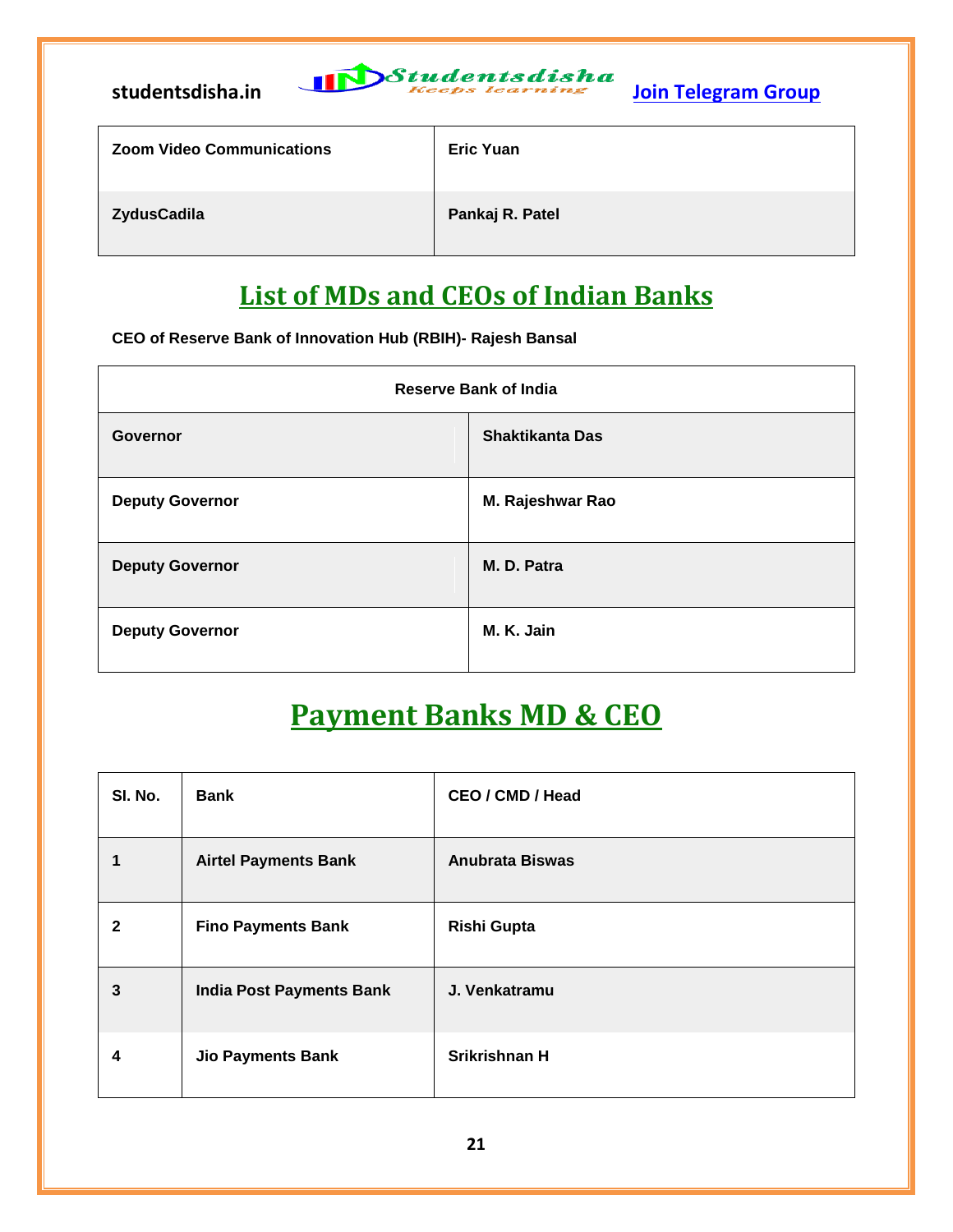| Zoom Video Communications | Eric Yuan |
|---|---|
| ZydusCadila | Pankaj R. Patel |

## List of MDs and CEOs of Indian Banks

**CEO of Reserve Bank of Innovation Hub (RBIH)- Rajesh Bansal**

| Reserve Bank of India | |
|---|---|
| Governor | Shaktikanta Das |
| Deputy Governor | M. Rajeshwar Rao |
| Deputy Governor | M. D. Patra |
| Deputy Governor | M. K. Jain |

## Payment Banks MD & CEO

| Sl. No. | Bank | CEO / CMD / Head |
|---|---|---|
| 1 | Airtel Payments Bank | Anubrata Biswas |
| 2 | Fino Payments Bank | Rishi Gupta |
| 3 | India Post Payments Bank | J. Venkatramu |
| 4 | Jio Payments Bank | Srikrishnan H |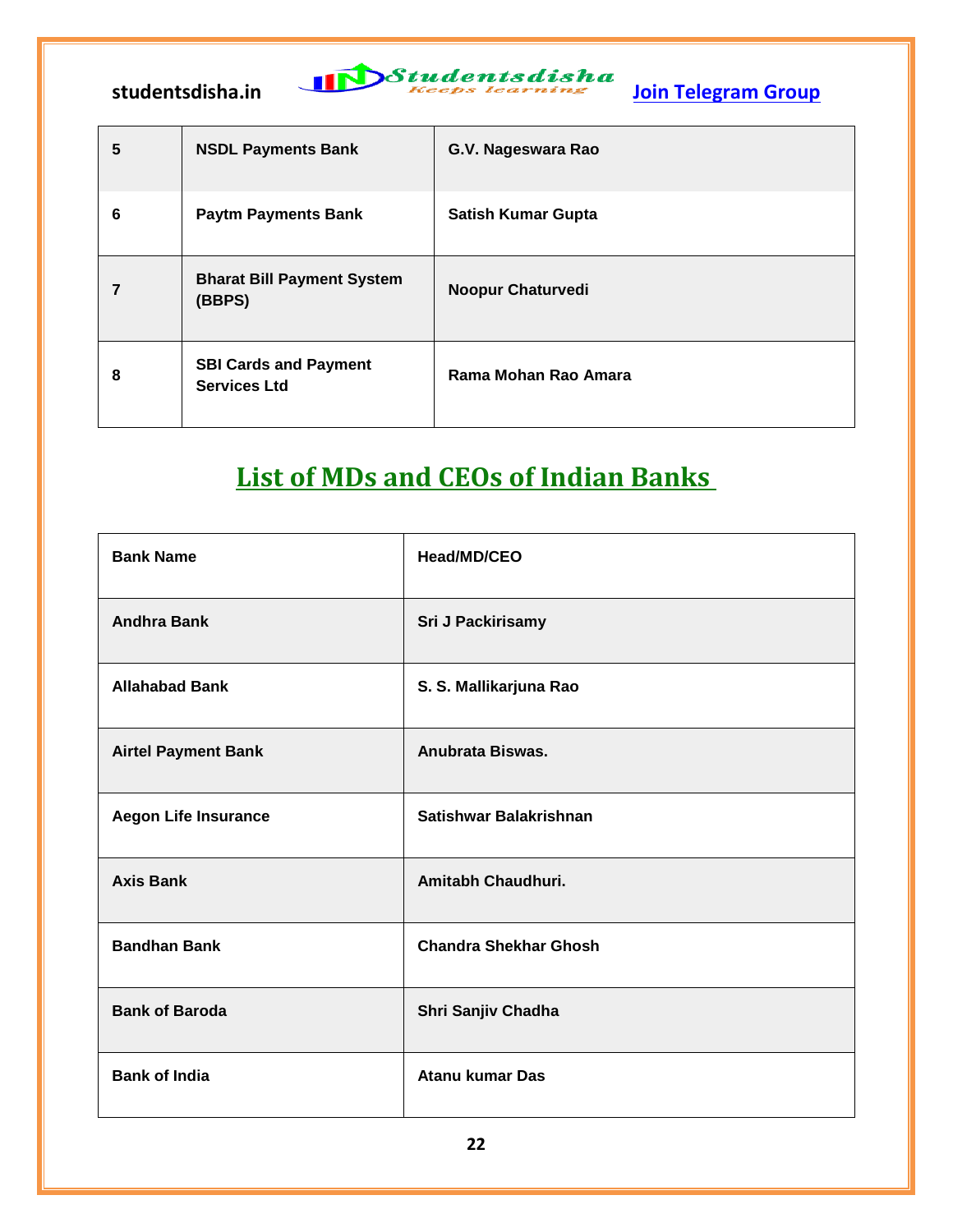| 5 | NSDL Payments Bank | G.V. Nageswara Rao |
|---|---|---|
| 6 | Paytm Payments Bank | Satish Kumar Gupta |
| 7 | Bharat Bill Payment System (BBPS) | Noopur Chaturvedi |
| 8 | SBI Cards and Payment Services Ltd | Rama Mohan Rao Amara |

## List of MDs and CEOs of Indian Banks

| Bank Name | Head/MD/CEO |
|---|---|
| Andhra Bank | Sri J Packirisamy |
| Allahabad Bank | S. S. Mallikarjuna Rao |
| Airtel Payment Bank | Anubrata Biswas. |
| Aegon Life Insurance | Satishwar Balakrishnan |
| Axis Bank | Amitabh Chaudhuri. |
| Bandhan Bank | Chandra Shekhar Ghosh |
| Bank of Baroda | Shri Sanjiv Chadha |
| Bank of India | Atanu kumar Das |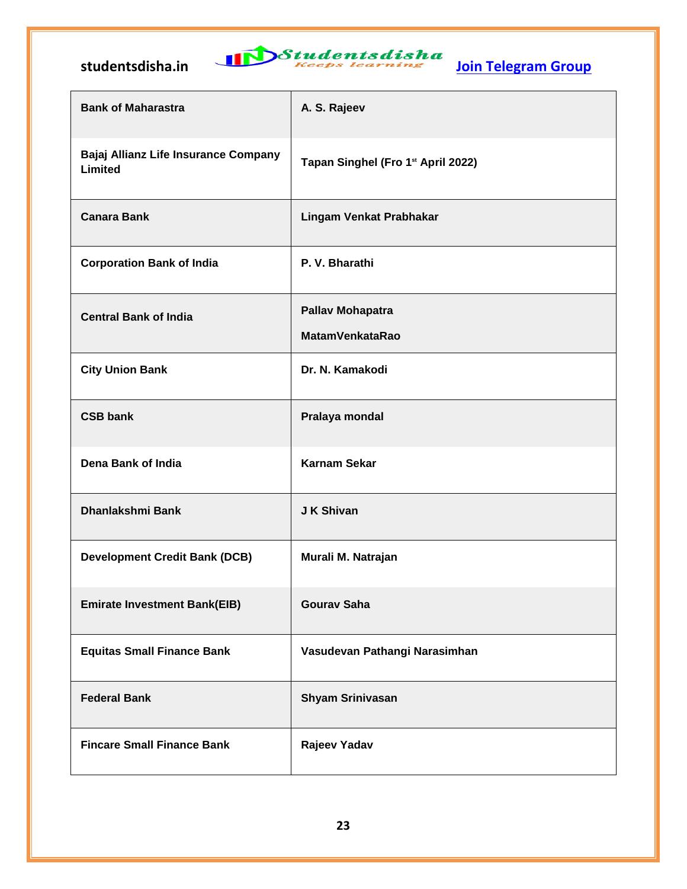| | |
|---|---|
| **Bank of Maharastra** | **A. S. Rajeev** |
| **Bajaj Allianz Life Insurance Company Limited** | **Tapan Singhel (Fro 1st April 2022)** |
| **Canara Bank** | **Lingam Venkat Prabhakar** |
| **Corporation Bank of India** | **P. V. Bharathi** |
| **Central Bank of India** | **Pallav Mohapatra**<br>**MatamVenkataRao** |
| **City Union Bank** | **Dr. N. Kamakodi** |
| **CSB bank** | **Pralaya mondal** |
| **Dena Bank of India** | **Karnam Sekar** |
| **Dhanlakshmi Bank** | **J K Shivan** |
| **Development Credit Bank (DCB)** | **Murali M. Natrajan** |
| **Emirate Investment Bank(EIB)** | **Gourav Saha** |
| **Equitas Small Finance Bank** | **Vasudevan Pathangi Narasimhan** |
| **Federal Bank** | **Shyam Srinivasan** |
| **Fincare Small Finance Bank** | **Rajeev Yadav** |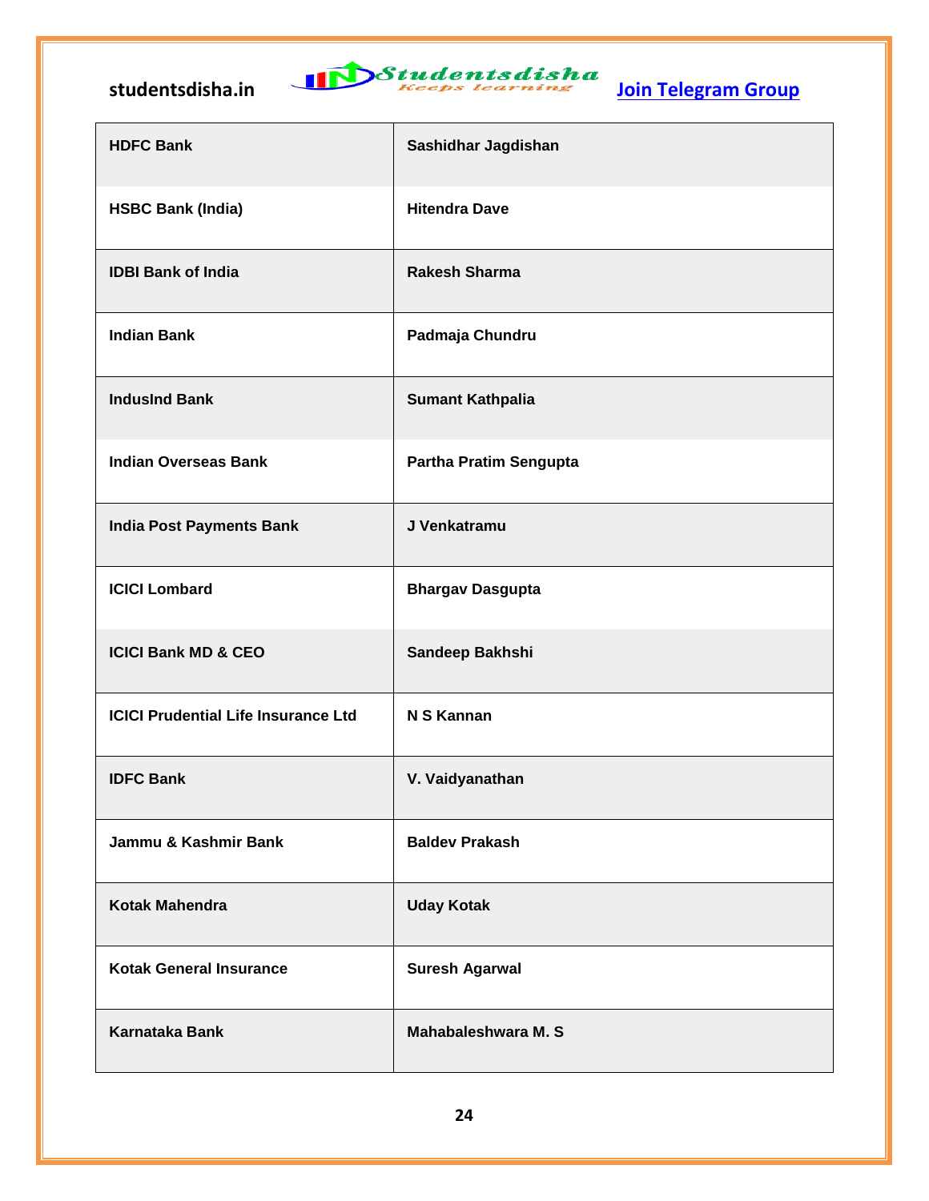| | |
|---|---|
| HDFC Bank | Sashidhar Jagdishan |
| HSBC Bank (India) | Hitendra Dave |
| IDBI Bank of India | Rakesh Sharma |
| Indian Bank | Padmaja Chundru |
| IndusInd Bank | Sumant Kathpalia |
| Indian Overseas Bank | Partha Pratim Sengupta |
| India Post Payments Bank | J Venkatramu |
| ICICI Lombard | Bhargav Dasgupta |
| ICICI Bank MD & CEO | Sandeep Bakhshi |
| ICICI Prudential Life Insurance Ltd | N S Kannan |
| IDFC Bank | V. Vaidyanathan |
| Jammu & Kashmir Bank | Baldev Prakash |
| Kotak Mahendra | Uday Kotak |
| Kotak General Insurance | Suresh Agarwal |
| Karnataka Bank | Mahabaleshwara M. S |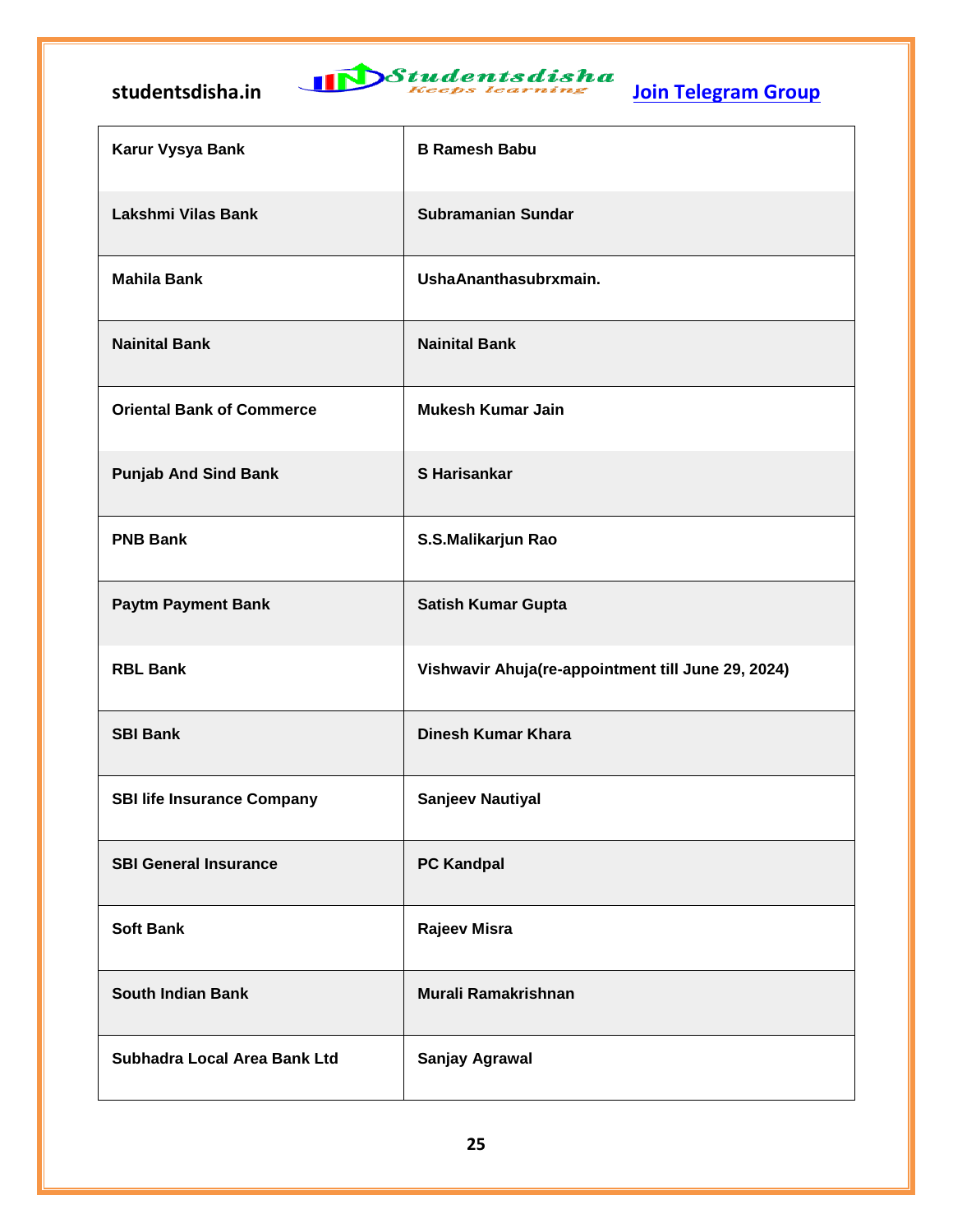| Karur Vysya Bank | B Ramesh Babu |
|---|---|
| Lakshmi Vilas Bank | Subramanian Sundar |
| Mahila Bank | UshaAnanthasubrxmain. |
| Nainital Bank | Nainital Bank |
| Oriental Bank of Commerce | Mukesh Kumar Jain |
| Punjab And Sind Bank | S Harisankar |
| PNB Bank | S.S.Malikarjun Rao |
| Paytm Payment Bank | Satish Kumar Gupta |
| RBL Bank | Vishwavir Ahuja(re-appointment till June 29, 2024) |
| SBI Bank | Dinesh Kumar Khara |
| SBI life Insurance Company | Sanjeev Nautiyal |
| SBI General Insurance | PC Kandpal |
| Soft Bank | Rajeev Misra |
| South Indian Bank | Murali Ramakrishnan |
| Subhadra Local Area Bank Ltd | Sanjay Agrawal |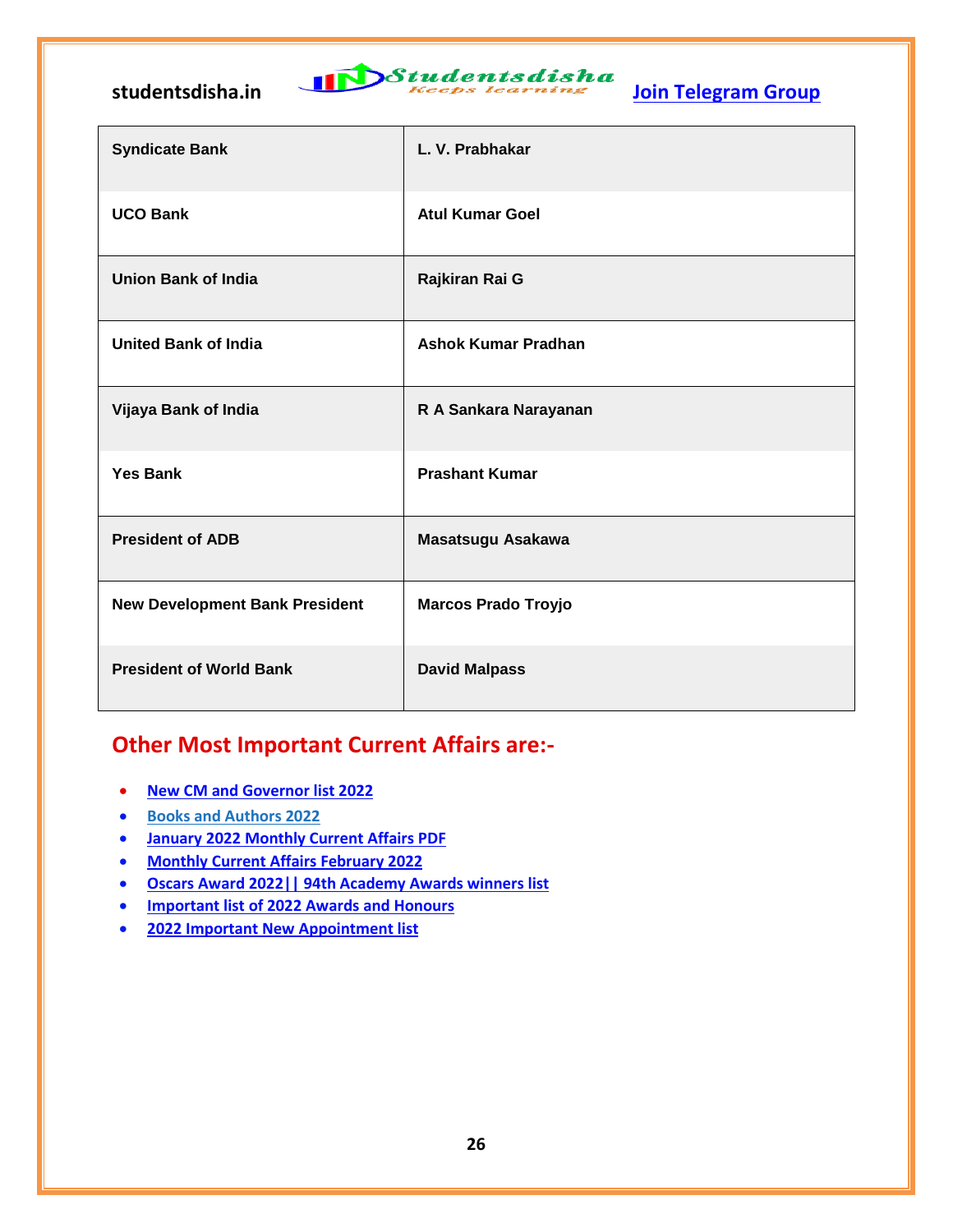| | |
|---|---|
| Syndicate Bank | L. V. Prabhakar |
| UCO Bank | Atul Kumar Goel |
| Union Bank of India | Rajkiran Rai G |
| United Bank of India | Ashok Kumar Pradhan |
| Vijaya Bank of India | R A Sankara Narayanan |
| Yes Bank | Prashant Kumar |
| President of ADB | Masatsugu Asakawa |
| New Development Bank President | Marcos Prado Troyjo |
| President of World Bank | David Malpass |

## Other Most Important Current Affairs are:-

- New CM and Governor list 2022
- Books and Authors 2022
- January 2022 Monthly Current Affairs PDF
- Monthly Current Affairs February 2022
- Oscars Award 2022|| 94th Academy Awards winners list
- Important list of 2022 Awards and Honours
- 2022 Important New Appointment list